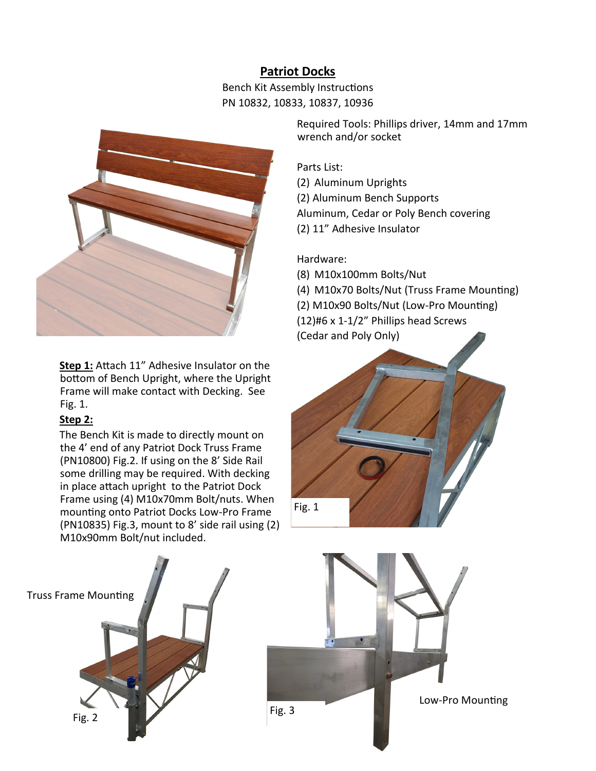# Patriot Docks

Bench Kit Assembly Instructions

PN 10832, 10833, 10837, 10936

Required Tools: Phillips driver, 14mm and 17mm wrench and/or socket

Parts List:

(2) Aluminum Uprights

(2) Aluminum Bench Supports

Aluminum, Cedar or Poly Bench covering

(2) 11" Adhesive Insulator

Hardware:

(8) M10x100mm Bolts/Nut

(4) M10x70 Bolts/Nut (Truss Frame Mounting)

(2) M10x90 Bolts/Nut (Low-Pro Mounting)

(12)#6 x 1-1/2" Phillips head Screws

(Cedar and Poly Only)

**Step 1:** Attach 11" Adhesive Insulator on the bottom of Bench Upright, where the Upright Frame will make contact with Decking. See Fig. 1.

Fig. 1

**Step 2:**

The Bench Kit is made to directly mount on the 4' end of any Patriot Dock Truss Frame (PN10800) Fig.2. If using on the 8' Side Rail some drilling may be required. With decking in place attach upright to the Patriot Dock Frame using (4) M10x70mm Bolt/nuts. When mounting onto Patriot Docks Low-Pro Frame (PN10835) Fig.3, mount to 8' side rail using (2) M10x90mm Bolt/nut included.

Truss Frame Mounting

Fig. 2

Low-Pro Mounting

Fig. 3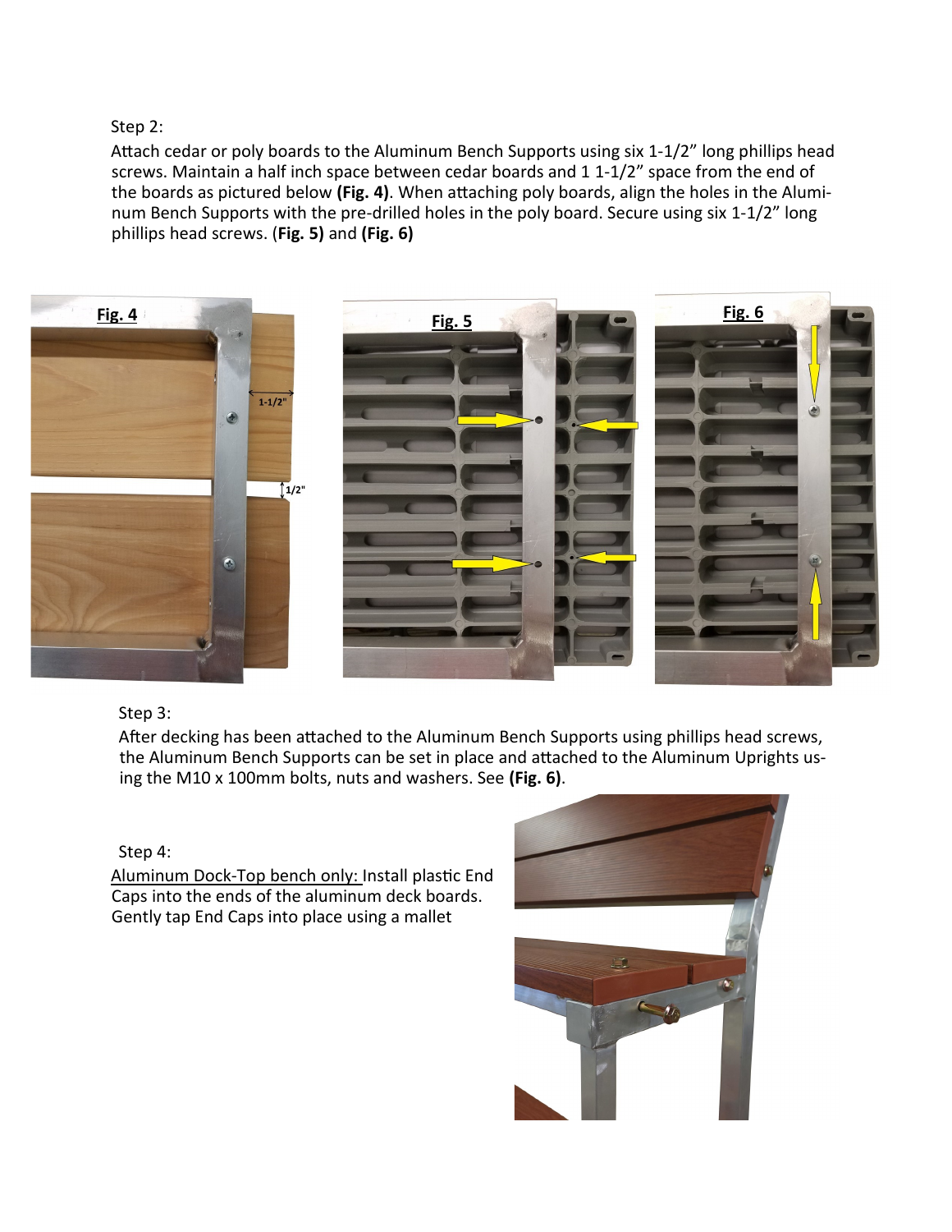Step 2:

Attach cedar or poly boards to the Aluminum Bench Supports using six 1-1/2” long phillips head screws. Maintain a half inch space between cedar boards and 1 1-1/2” space from the end of the boards as pictured below **(Fig. 4)**. When attaching poly boards, align the holes in the Aluminum Bench Supports with the pre-drilled holes in the poly board. Secure using six 1-1/2” long phillips head screws. (**Fig. 5)** and **(Fig. 6)**

**Fig. 4**

1-1/2"

1/2"

**Fig. 5**

**Fig. 6**

Step 3:

After decking has been attached to the Aluminum Bench Supports using phillips head screws, the Aluminum Bench Supports can be set in place and attached to the Aluminum Uprights using the M10 x 100mm bolts, nuts and washers. See **(Fig. 6)**.

Step 4:

Aluminum Dock-Top bench only: Install plastic End Caps into the ends of the aluminum deck boards. Gently tap End Caps into place using a mallet